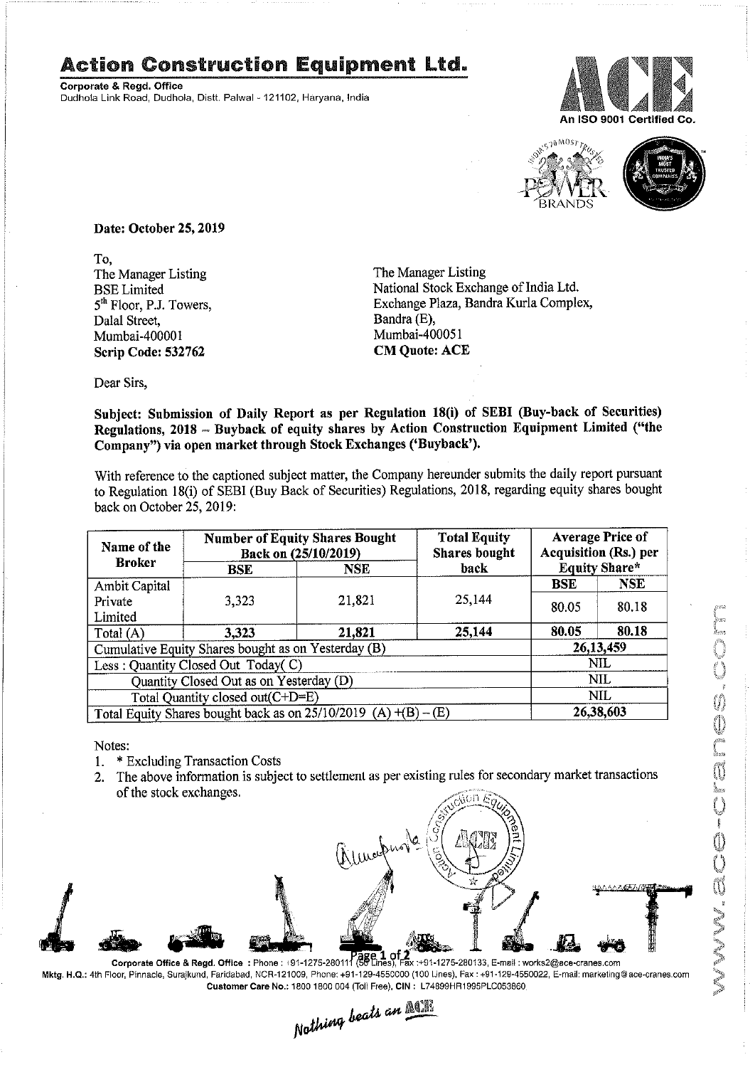# Action Construction Equipment Ltd.

**Corporate & Regd. Office**
Dudhola Link Road, Dudhola, Distt. Palwal - 121102, Haryana, India

An ISO 9001 Certified Co.

**Date: October 25, 2019**

To,
The Manager Listing
BSE Limited
5th Floor, P.J. Towers,
Dalal Street,
Mumbai-400001
**Scrip Code: 532762**

The Manager Listing
National Stock Exchange of India Ltd.
Exchange Plaza, Bandra Kurla Complex,
Bandra (E),
Mumbai-400051
**CM Quote: ACE**

Dear Sirs,

**Subject: Submission of Daily Report as per Regulation 18(i) of SEBI (Buy-back of Securities) Regulations, 2018 – Buyback of equity shares by Action Construction Equipment Limited ("the Company") via open market through Stock Exchanges ('Buyback').**

With reference to the captioned subject matter, the Company hereunder submits the daily report pursuant to Regulation 18(i) of SEBI (Buy Back of Securities) Regulations, 2018, regarding equity shares bought back on October 25, 2019:

| Name of the Broker | Number of Equity Shares Bought Back on (25/10/2019) | | Total Equity Shares bought back | Average Price of Acquisition (Rs.) per Equity Share* | |
|---|---|---|---|---|---|
| | BSE | NSE | | BSE | NSE |
| Ambit Capital Private Limited | 3,323 | 21,821 | 25,144 | 80.05 | 80.18 |
| Total (A) | **3,323** | **21,821** | **25,144** | **80.05** | **80.18** |
| Cumulative Equity Shares bought as on Yesterday (B) | | | | **26,13,459** | |
| Less : Quantity Closed Out Today( C) | | | | NIL | |
| Quantity Closed Out as on Yesterday (D) | | | | NIL | |
| Total Quantity closed out(C+D=E) | | | | NIL | |
| Total Equity Shares bought back as on 25/10/2019 (A) +(B) – (E) | | | | **26,38,603** | |

Notes:
1. * Excluding Transaction Costs
2. The above information is subject to settlement as per existing rules for secondary market transactions of the stock exchanges.

Corporate Office & Regd. Office : Phone : +91-1275-280111 (50 Lines), Fax :+91-1275-280133, E-mail : works2@ace-cranes.com
Mktg. H.Q.: 4th Floor, Pinnacle, Surajkund, Faridabad, NCR-121009, Phone: +91-129-4550000 (100 Lines), Fax : +91-129-4550022, E-mail: marketing@ace-cranes.com
Customer Care No.: 1800 1800 004 (Toll Free), CIN : L74899HR1995PLC053860

Nothing beats an ACE

www.ace-cranes.com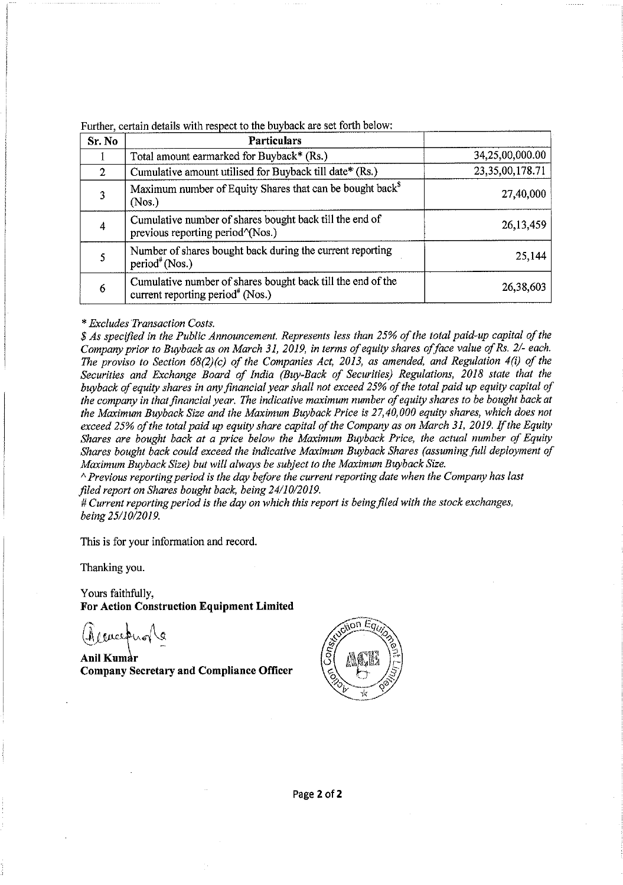Further, certain details with respect to the buyback are set forth below:

| Sr. No | Particulars | |
|---|---|---|
| 1 | Total amount earmarked for Buyback* (Rs.) | 34,25,00,000.00 |
| 2 | Cumulative amount utilised for Buyback till date* (Rs.) | 23,35,00,178.71 |
| 3 | Maximum number of Equity Shares that can be bought back$ (Nos.) | 27,40,000 |
| 4 | Cumulative number of shares bought back till the end of previous reporting period^(Nos.) | 26,13,459 |
| 5 | Number of shares bought back during the current reporting period# (Nos.) | 25,144 |
| 6 | Cumulative number of shares bought back till the end of the current reporting period# (Nos.) | 26,38,603 |

*\* Excludes Transaction Costs.*

*$ As specified in the Public Announcement. Represents less than 25% of the total paid-up capital of the Company prior to Buyback as on March 31, 2019, in terms of equity shares of face value of Rs. 2/- each. The proviso to Section 68(2)(c) of the Companies Act, 2013, as amended, and Regulation 4(i) of the Securities and Exchange Board of India (Buy-Back of Securities) Regulations, 2018 state that the buyback of equity shares in any financial year shall not exceed 25% of the total paid up equity capital of the company in that financial year. The indicative maximum number of equity shares to be bought back at the Maximum Buyback Size and the Maximum Buyback Price is 27,40,000 equity shares, which does not exceed 25% of the total paid up equity share capital of the Company as on March 31, 2019. If the Equity Shares are bought back at a price below the Maximum Buyback Price, the actual number of Equity Shares bought back could exceed the indicative Maximum Buyback Shares (assuming full deployment of Maximum Buyback Size) but will always be subject to the Maximum Buyback Size.*

*^ Previous reporting period is the day before the current reporting date when the Company has last filed report on Shares bought back, being 24/10/2019.*

*# Current reporting period is the day on which this report is being filed with the stock exchanges, being 25/10/2019.*

This is for your information and record.

Thanking you.

Yours faithfully,
**For Action Construction Equipment Limited**

**Anil Kumar**
**Company Secretary and Compliance Officer**